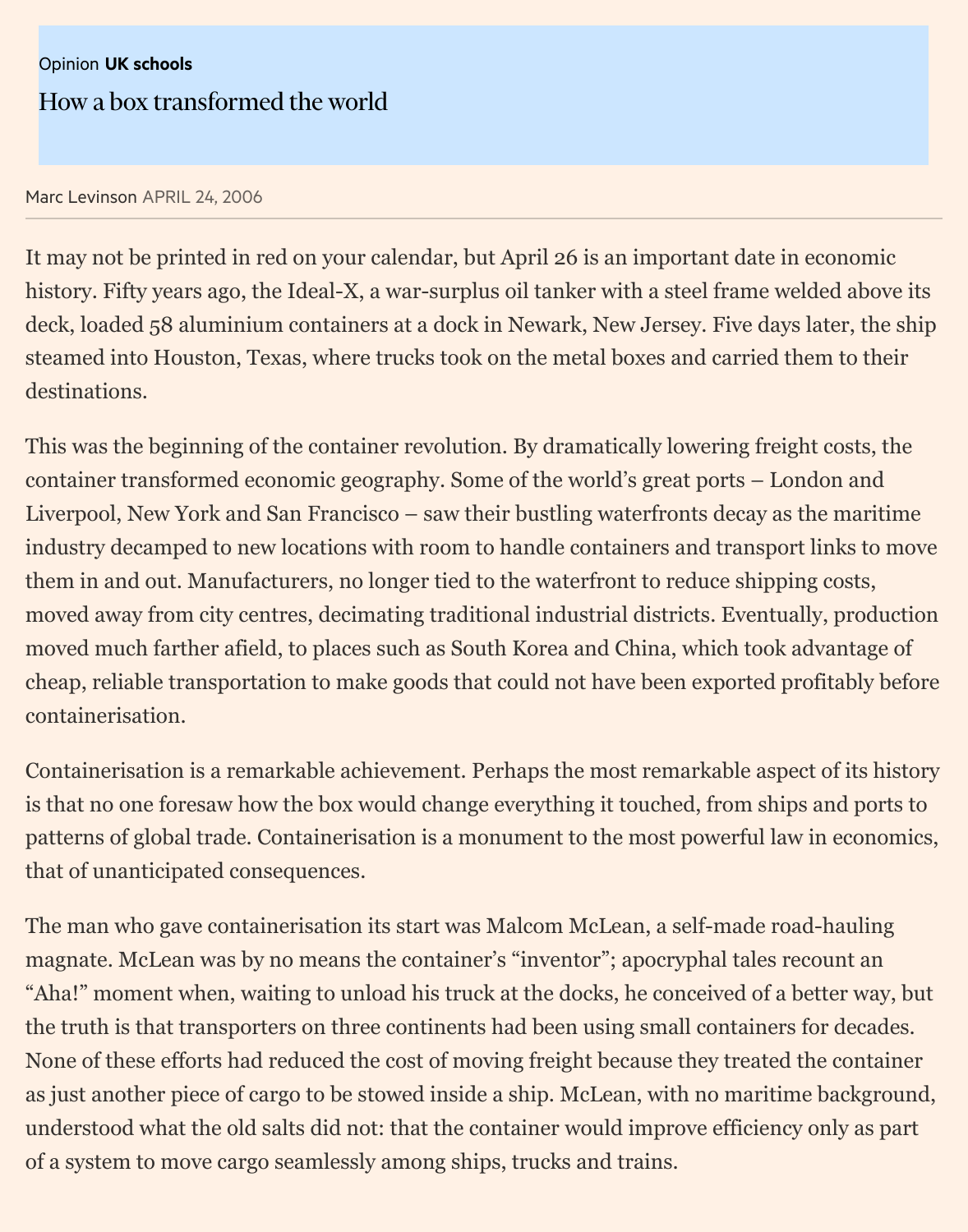Opinion **UK schools**

# How a box transformed the world

Marc Levinson APRIL 24, 2006

It may not be printed in red on your calendar, but April 26 is an important date in economic history. Fifty years ago, the Ideal-X, a war-surplus oil tanker with a steel frame welded above its deck, loaded 58 aluminium containers at a dock in Newark, New Jersey. Five days later, the ship steamed into Houston, Texas, where trucks took on the metal boxes and carried them to their destinations.

This was the beginning of the container revolution. By dramatically lowering freight costs, the container transformed economic geography. Some of the world's great ports – London and Liverpool, New York and San Francisco – saw their bustling waterfronts decay as the maritime industry decamped to new locations with room to handle containers and transport links to move them in and out. Manufacturers, no longer tied to the waterfront to reduce shipping costs, moved away from city centres, decimating traditional industrial districts. Eventually, production moved much farther afield, to places such as South Korea and China, which took advantage of cheap, reliable transportation to make goods that could not have been exported profitably before containerisation.

Containerisation is a remarkable achievement. Perhaps the most remarkable aspect of its history is that no one foresaw how the box would change everything it touched, from ships and ports to patterns of global trade. Containerisation is a monument to the most powerful law in economics, that of unanticipated consequences.

The man who gave containerisation its start was Malcom McLean, a self-made road-hauling magnate. McLean was by no means the container's "inventor"; apocryphal tales recount an "Aha!" moment when, waiting to unload his truck at the docks, he conceived of a better way, but the truth is that transporters on three continents had been using small containers for decades. None of these efforts had reduced the cost of moving freight because they treated the container as just another piece of cargo to be stowed inside a ship. McLean, with no maritime background, understood what the old salts did not: that the container would improve efficiency only as part of a system to move cargo seamlessly among ships, trucks and trains.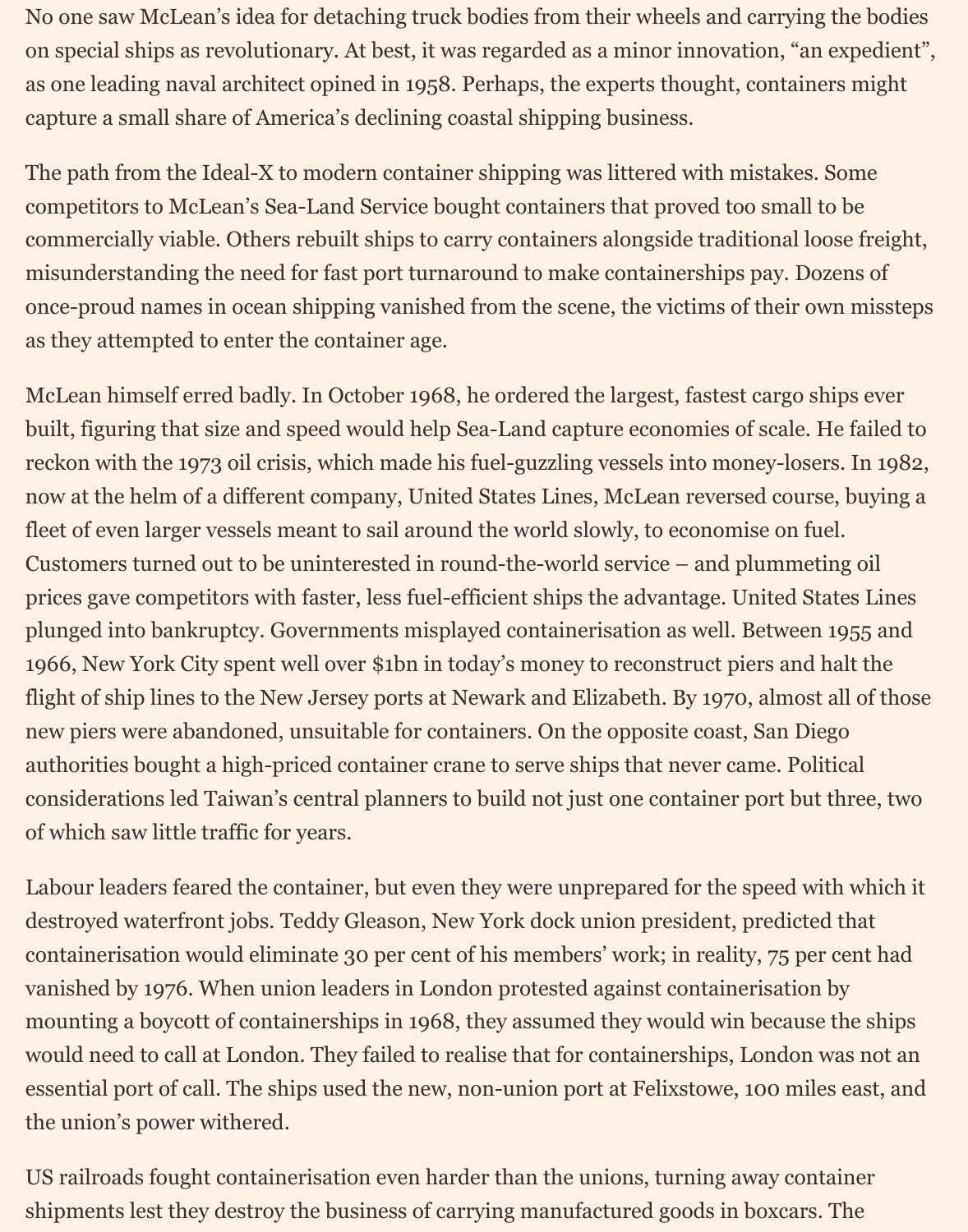No one saw McLean's idea for detaching truck bodies from their wheels and carrying the bodies on special ships as revolutionary. At best, it was regarded as a minor innovation, "an expedient", as one leading naval architect opined in 1958. Perhaps, the experts thought, containers might capture a small share of America's declining coastal shipping business.

The path from the Ideal-X to modern container shipping was littered with mistakes. Some competitors to McLean's Sea-Land Service bought containers that proved too small to be commercially viable. Others rebuilt ships to carry containers alongside traditional loose freight, misunderstanding the need for fast port turnaround to make containerships pay. Dozens of once-proud names in ocean shipping vanished from the scene, the victims of their own missteps as they attempted to enter the container age.

McLean himself erred badly. In October 1968, he ordered the largest, fastest cargo ships ever built, figuring that size and speed would help Sea-Land capture economies of scale. He failed to reckon with the 1973 oil crisis, which made his fuel-guzzling vessels into money-losers. In 1982, now at the helm of a different company, United States Lines, McLean reversed course, buying a fleet of even larger vessels meant to sail around the world slowly, to economise on fuel. Customers turned out to be uninterested in round-the-world service – and plummeting oil prices gave competitors with faster, less fuel-efficient ships the advantage. United States Lines plunged into bankruptcy. Governments misplayed containerisation as well. Between 1955 and 1966, New York City spent well over $1bn in today's money to reconstruct piers and halt the flight of ship lines to the New Jersey ports at Newark and Elizabeth. By 1970, almost all of those new piers were abandoned, unsuitable for containers. On the opposite coast, San Diego authorities bought a high-priced container crane to serve ships that never came. Political considerations led Taiwan's central planners to build not just one container port but three, two of which saw little traffic for years.

Labour leaders feared the container, but even they were unprepared for the speed with which it destroyed waterfront jobs. Teddy Gleason, New York dock union president, predicted that containerisation would eliminate 30 per cent of his members' work; in reality, 75 per cent had vanished by 1976. When union leaders in London protested against containerisation by mounting a boycott of containerships in 1968, they assumed they would win because the ships would need to call at London. They failed to realise that for containerships, London was not an essential port of call. The ships used the new, non-union port at Felixstowe, 100 miles east, and the union's power withered.

US railroads fought containerisation even harder than the unions, turning away container shipments lest they destroy the business of carrying manufactured goods in boxcars. The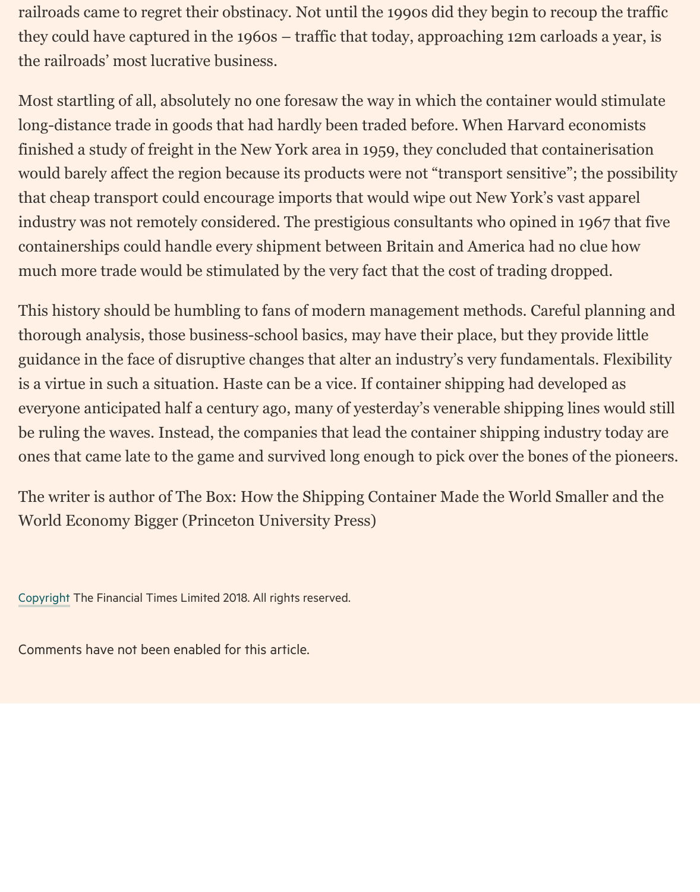railroads came to regret their obstinacy. Not until the 1990s did they begin to recoup the traffic they could have captured in the 1960s – traffic that today, approaching 12m carloads a year, is the railroads' most lucrative business.

Most startling of all, absolutely no one foresaw the way in which the container would stimulate long-distance trade in goods that had hardly been traded before. When Harvard economists finished a study of freight in the New York area in 1959, they concluded that containerisation would barely affect the region because its products were not "transport sensitive"; the possibility that cheap transport could encourage imports that would wipe out New York's vast apparel industry was not remotely considered. The prestigious consultants who opined in 1967 that five containerships could handle every shipment between Britain and America had no clue how much more trade would be stimulated by the very fact that the cost of trading dropped.

This history should be humbling to fans of modern management methods. Careful planning and thorough analysis, those business-school basics, may have their place, but they provide little guidance in the face of disruptive changes that alter an industry's very fundamentals. Flexibility is a virtue in such a situation. Haste can be a vice. If container shipping had developed as everyone anticipated half a century ago, many of yesterday's venerable shipping lines would still be ruling the waves. Instead, the companies that lead the container shipping industry today are ones that came late to the game and survived long enough to pick over the bones of the pioneers.

The writer is author of The Box: How the Shipping Container Made the World Smaller and the World Economy Bigger (Princeton University Press)

Copyright The Financial Times Limited 2018. All rights reserved.

Comments have not been enabled for this article.